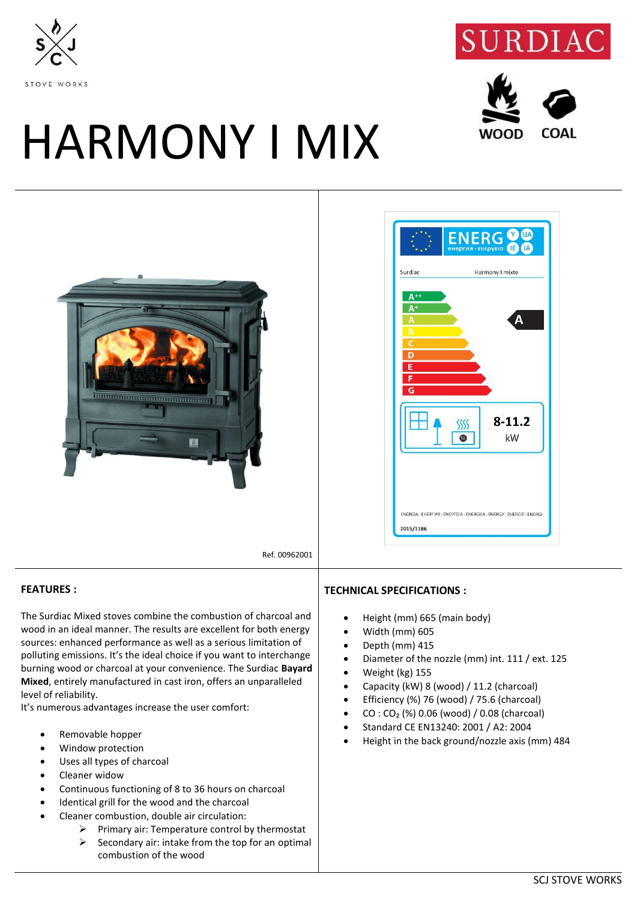# HARMONY I MIX

WOOD COAL

Ref. 00962001

## FEATURES :

The Surdiac Mixed stoves combine the combustion of charcoal and wood in an ideal manner. The results are excellent for both energy sources: enhanced performance as well as a serious limitation of polluting emissions. It's the ideal choice if you want to interchange burning wood or charcoal at your convenience. The Surdiac **Bayard Mixed**, entirely manufactured in cast iron, offers an unparalleled level of reliability.
It's numerous advantages increase the user comfort:

- Removable hopper
- Window protection
- Uses all types of charcoal
- Cleaner widow
- Continuous functioning of 8 to 36 hours on charcoal
- Identical grill for the wood and the charcoal
- Cleaner combustion, double air circulation:
  - Primary air: Temperature control by thermostat
  - Secondary air: intake from the top for an optimal combustion of the wood

## TECHNICAL SPECIFICATIONS :

- Height (mm) 665 (main body)
- Width (mm) 605
- Depth (mm) 415
- Diameter of the nozzle (mm) int. 111 / ext. 125
- Weight (kg) 155
- Capacity (kW) 8 (wood) / 11.2 (charcoal)
- Efficiency (%) 76 (wood) / 75.6 (charcoal)
- CO : $CO_2$ (%) 0.06 (wood) / 0.08 (charcoal)
- Standard CE EN13240: 2001 / A2: 2004
- Height in the back ground/nozzle axis (mm) 484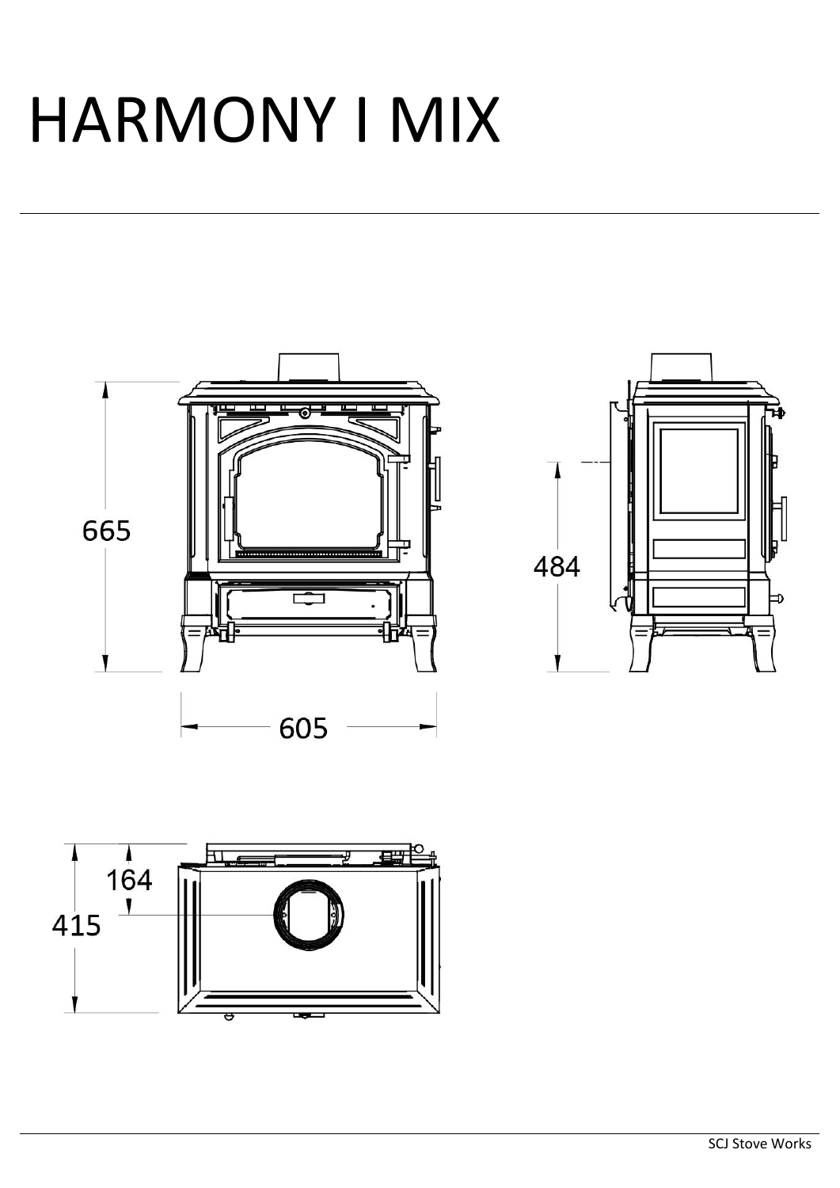# HARMONY I MIX

665

484

605

164

415

SCJ Stove Works